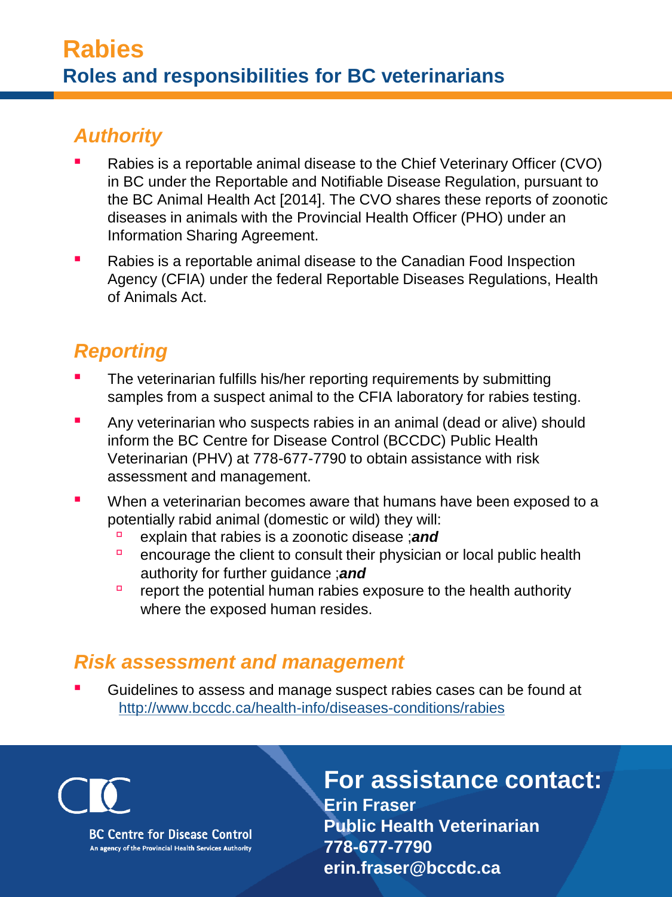# Rabies

## Roles and responsibilities for BC veterinarians

### *Authority*

- Rabies is a reportable animal disease to the Chief Veterinary Officer (CVO) in BC under the Reportable and Notifiable Disease Regulation, pursuant to the BC Animal Health Act [2014]. The CVO shares these reports of zoonotic diseases in animals with the Provincial Health Officer (PHO) under an Information Sharing Agreement.
- Rabies is a reportable animal disease to the Canadian Food Inspection Agency (CFIA) under the federal Reportable Diseases Regulations, Health of Animals Act.

### *Reporting*

- The veterinarian fulfills his/her reporting requirements by submitting samples from a suspect animal to the CFIA laboratory for rabies testing.
- Any veterinarian who suspects rabies in an animal (dead or alive) should inform the BC Centre for Disease Control (BCCDC) Public Health Veterinarian (PHV) at 778-677-7790 to obtain assistance with risk assessment and management.
- When a veterinarian becomes aware that humans have been exposed to a potentially rabid animal (domestic or wild) they will:
  - explain that rabies is a zoonotic disease ;***and***
  - encourage the client to consult their physician or local public health authority for further guidance ;***and***
  - report the potential human rabies exposure to the health authority where the exposed human resides.

### *Risk assessment and management*

- Guidelines to assess and manage suspect rabies cases can be found at http://www.bccdc.ca/health-info/diseases-conditions/rabies

BC Centre for Disease Control
An agency of the Provincial Health Services Authority

## For assistance contact:

**Erin Fraser**
**Public Health Veterinarian**
**778-677-7790**
**erin.fraser@bccdc.ca**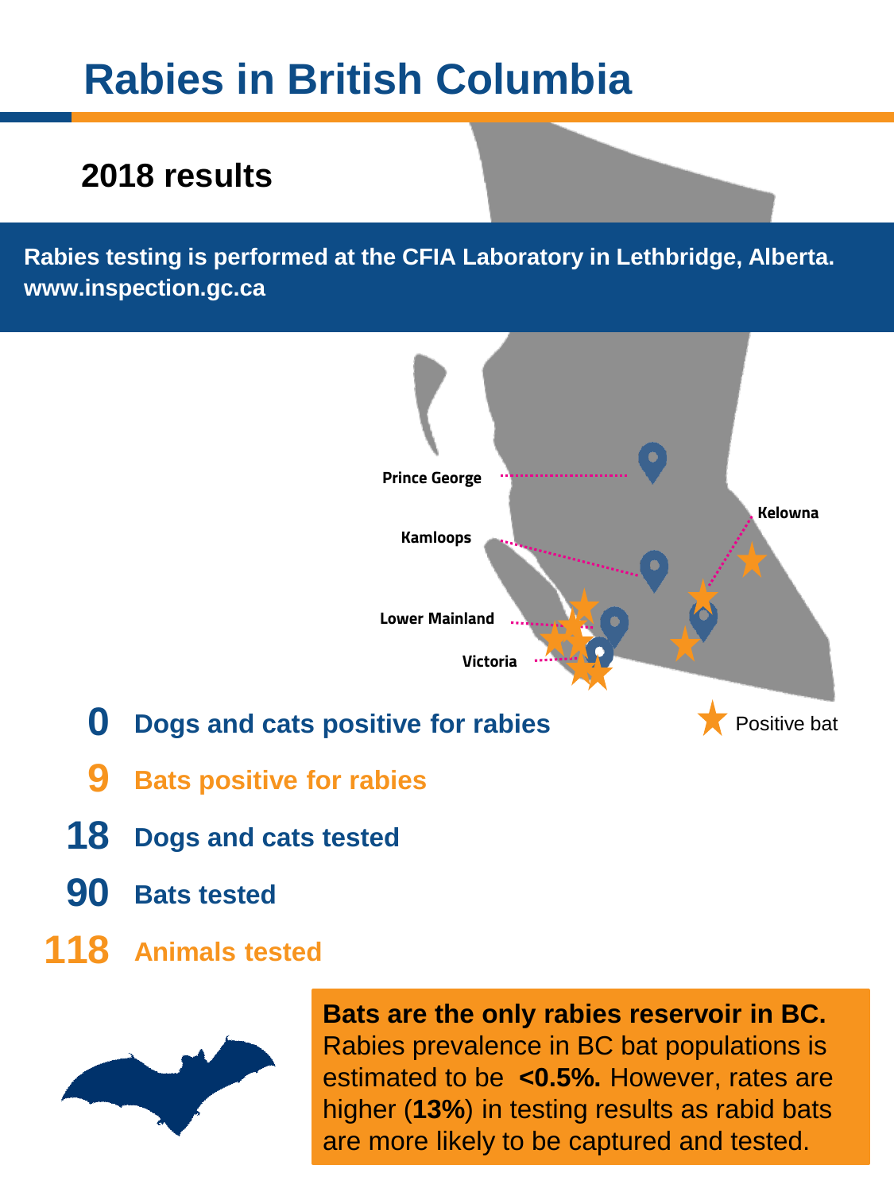# Rabies in British Columbia

## 2018 results

**Rabies testing is performed at the CFIA Laboratory in Lethbridge, Alberta.**
**www.inspection.gc.ca**

Prince George

Kamloops

Kelowna

Lower Mainland

Victoria

Positive bat

- **0** Dogs and cats positive for rabies
- **9** Bats positive for rabies
- **18** Dogs and cats tested
- **90** Bats tested
- **118** Animals tested

**Bats are the only rabies reservoir in BC.** Rabies prevalence in BC bat populations is estimated to be **<0.5%.** However, rates are higher (**13%**) in testing results as rabid bats are more likely to be captured and tested.